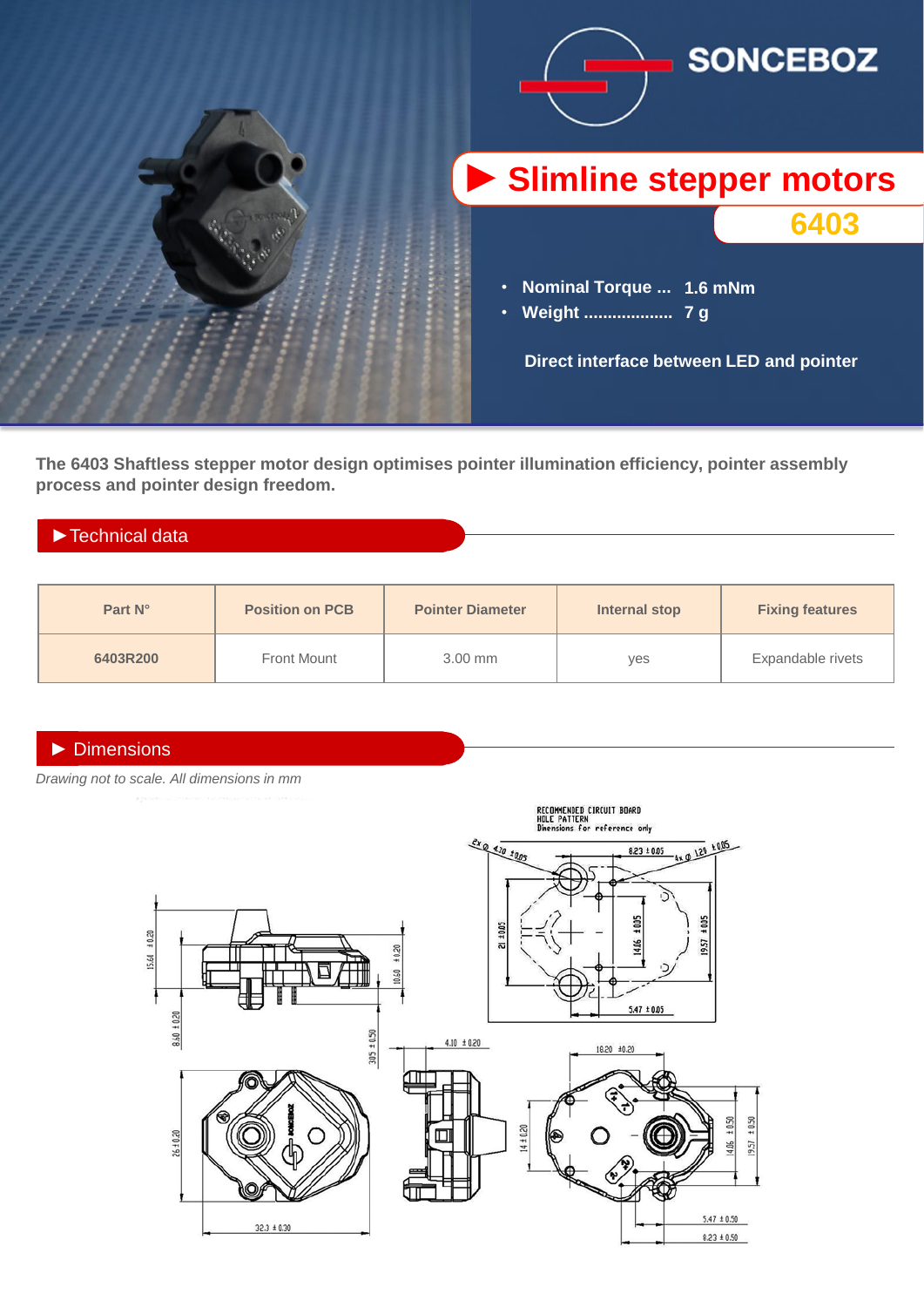SONCEBOZ

# Slimline stepper motors

## 6403

- Nominal Torque ... 1.6 mNm
- Weight .................. 7 g

**Direct interface between LED and pointer**

**The 6403 Shaftless stepper motor design optimises pointer illumination efficiency, pointer assembly process and pointer design freedom.**

## Technical data

| Part N° | Position on PCB | Pointer Diameter | Internal stop | Fixing features |
|---|---|---|---|---|
| 6403R200 | Front Mount | 3.00 mm | yes | Expandable rivets |

## Dimensions

*Drawing not to scale. All dimensions in mm*

RECOMMENDED CIRCUIT BOARD HOLE PATTERN
Dimensions for reference only

2x Ø 4.30 ±0.05
8.23 ±0.05
4x Ø 1.20 ±0.05
21 ±0.05
14.06 ±0.05
19.57 ±0.05
5.47 ±0.05

15.64 ±0.20
10.60 ±0.20
8.60 ±0.20
3.05 ±0.50
4.10 ±0.20
18.20 ±0.20
26 ±0.20
14 ±0.20
14.06 ±0.50
19.57 ±0.50
32.3 ±0.30
5.47 ±0.50
8.23 ±0.50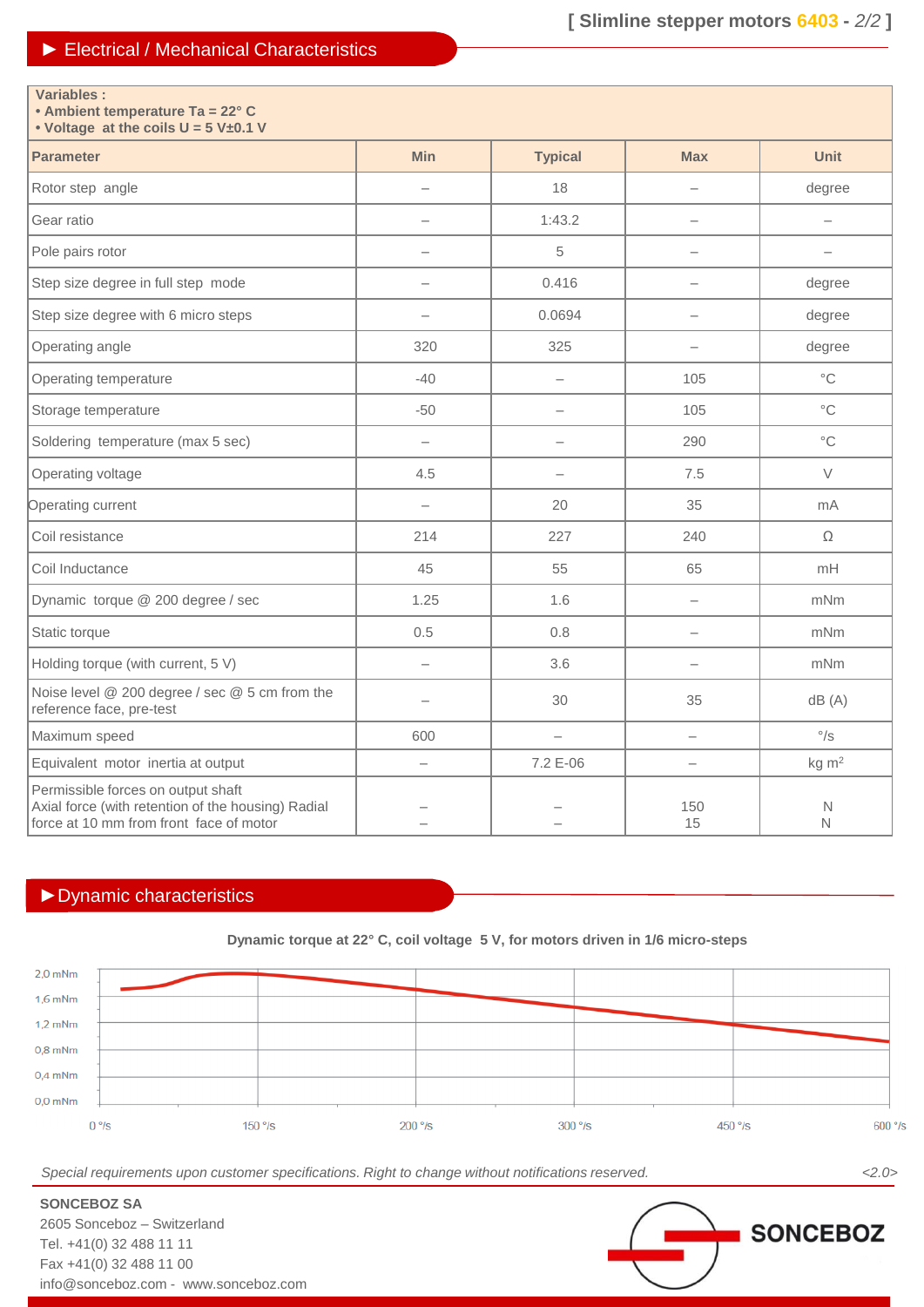## ► Electrical / Mechanical Characteristics

| Variables : • Ambient temperature Ta = 22° C • Voltage at the coils U = 5 V±0.1 V | | | | |
|---|---|---|---|---|
| **Parameter** | **Min** | **Typical** | **Max** | **Unit** |
| Rotor step angle | – | 18 | – | degree |
| Gear ratio | – | 1:43.2 | – | – |
| Pole pairs rotor | – | 5 | – | – |
| Step size degree in full step mode | – | 0.416 | – | degree |
| Step size degree with 6 micro steps | – | 0.0694 | – | degree |
| Operating angle | 320 | 325 | – | degree |
| Operating temperature | -40 | – | 105 | °C |
| Storage temperature | -50 | – | 105 | °C |
| Soldering temperature (max 5 sec) | – | – | 290 | °C |
| Operating voltage | 4.5 | – | 7.5 | V |
| Operating current | – | 20 | 35 | mA |
| Coil resistance | 214 | 227 | 240 | Ω |
| Coil Inductance | 45 | 55 | 65 | mH |
| Dynamic torque @ 200 degree / sec | 1.25 | 1.6 | – | mNm |
| Static torque | 0.5 | 0.8 | – | mNm |
| Holding torque (with current, 5 V) | – | 3.6 | – | mNm |
| Noise level @ 200 degree / sec @ 5 cm from the reference face, pre-test | – | 30 | 35 | dB (A) |
| Maximum speed | 600 | – | – | °/s |
| Equivalent motor inertia at output | – | 7.2 E-06 | – | kg m$^2$ |
| Permissible forces on output shaft Axial force (with retention of the housing) Radial force at 10 mm from front face of motor | – – | – – | 150 15 | N N |

## ► Dynamic characteristics

Dynamic torque at 22° C, coil voltage 5 V, for motors driven in 1/6 micro-steps

2,0 mNm
1,6 mNm
1,2 mNm
0,8 mNm
0,4 mNm
0,0 mNm

0 °/s
150 °/s
200 °/s
300 °/s
450 °/s
600 °/s

*Special requirements upon customer specifications. Right to change without notifications reserved.* <2.0>

**SONCEBOZ SA**
2605 Sonceboz – Switzerland
Tel. +41(0) 32 488 11 11
Fax +41(0) 32 488 11 00
info@sonceboz.com - www.sonceboz.com

SONCEBOZ